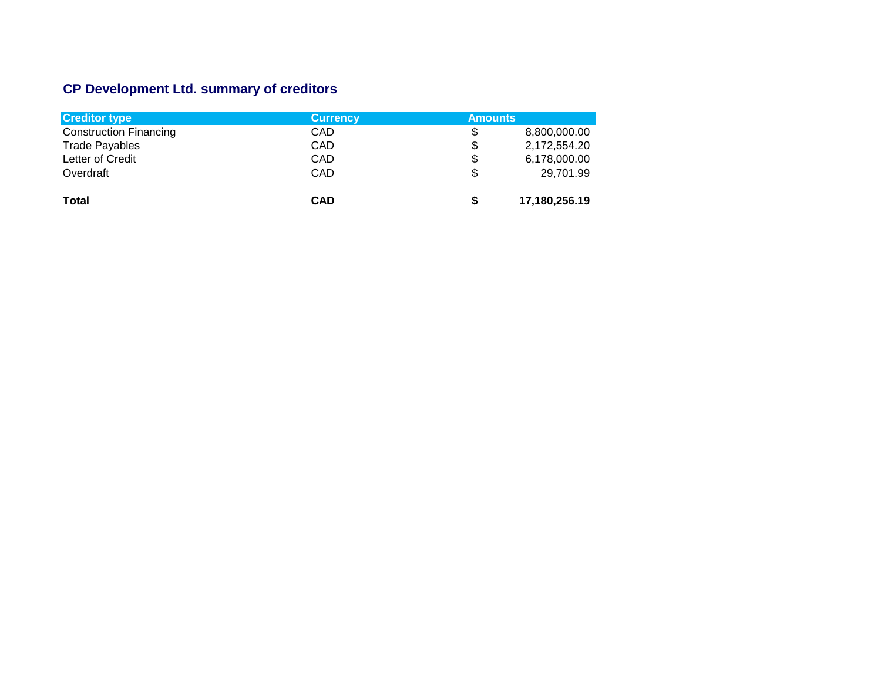## CP Development Ltd. summary of creditors

| Creditor type | Currency | Amounts |
| --- | --- | --- |
| Construction Financing | CAD | $ 8,800,000.00 |
| Trade Payables | CAD | $ 2,172,554.20 |
| Letter of Credit | CAD | $ 6,178,000.00 |
| Overdraft | CAD | $ 29,701.99 |
| **Total** | **CAD** | **$ 17,180,256.19** |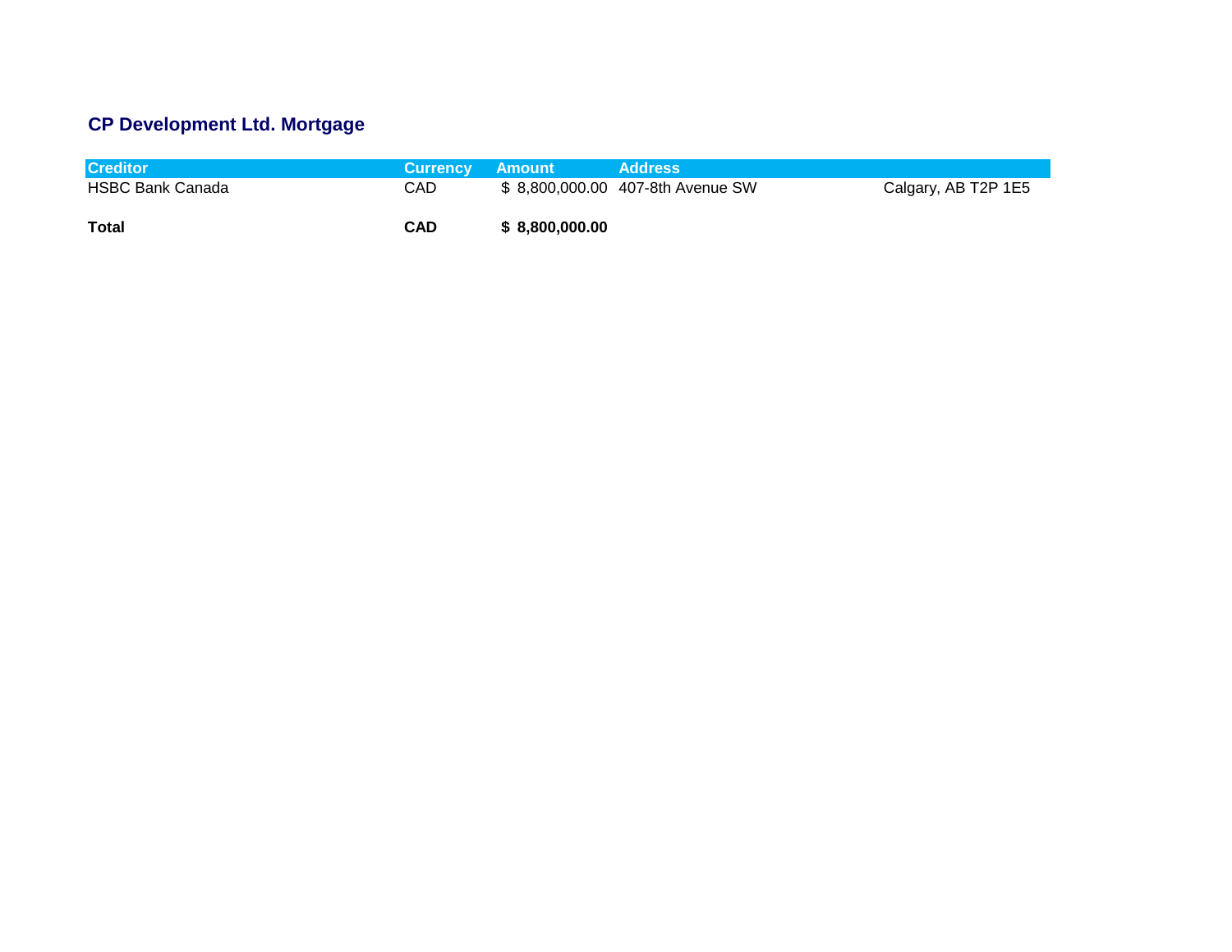## CP Development Ltd. Mortgage

| Creditor | Currency | Amount | Address | |
|---|---|---|---|---|
| HSBC Bank Canada | CAD | $ 8,800,000.00 | 407-8th Avenue SW | Calgary, AB T2P 1E5 |
| | | | | |
| **Total** | **CAD** | **$ 8,800,000.00** | | |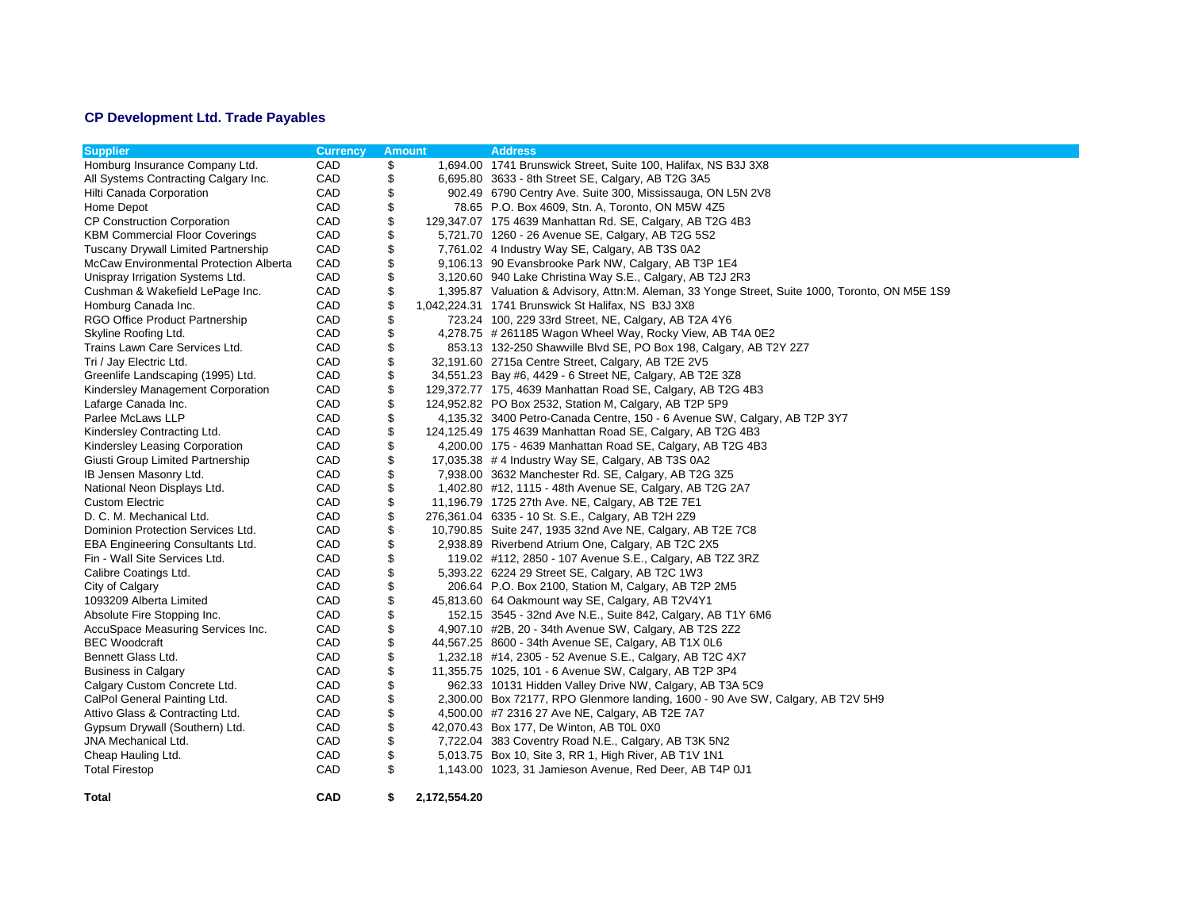## CP Development Ltd. Trade Payables

| Supplier | Currency | Amount | | Address |
|---|---|---|---|---|
| Homburg Insurance Company Ltd. | CAD | $ | 1,694.00 | 1741 Brunswick Street, Suite 100, Halifax, NS B3J 3X8 |
| All Systems Contracting Calgary Inc. | CAD | $ | 6,695.80 | 3633 - 8th Street SE, Calgary, AB T2G 3A5 |
| Hilti Canada Corporation | CAD | $ | 902.49 | 6790 Centry Ave. Suite 300, Mississauga, ON L5N 2V8 |
| Home Depot | CAD | $ | 78.65 | P.O. Box 4609, Stn. A, Toronto, ON M5W 4Z5 |
| CP Construction Corporation | CAD | $ | 129,347.07 | 175 4639 Manhattan Rd. SE, Calgary, AB T2G 4B3 |
| KBM Commercial Floor Coverings | CAD | $ | 5,721.70 | 1260 - 26 Avenue SE, Calgary, AB T2G 5S2 |
| Tuscany Drywall Limited Partnership | CAD | $ | 7,761.02 | 4 Industry Way SE, Calgary, AB T3S 0A2 |
| McCaw Environmental Protection Alberta | CAD | $ | 9,106.13 | 90 Evansbrooke Park NW, Calgary, AB T3P 1E4 |
| Unispray Irrigation Systems Ltd. | CAD | $ | 3,120.60 | 940 Lake Christina Way S.E., Calgary, AB T2J 2R3 |
| Cushman & Wakefield LePage Inc. | CAD | $ | 1,395.87 | Valuation & Advisory, Attn:M. Aleman, 33 Yonge Street, Suite 1000, Toronto, ON M5E 1S9 |
| Homburg Canada Inc. | CAD | $ | 1,042,224.31 | 1741 Brunswick St Halifax, NS B3J 3X8 |
| RGO Office Product Partnership | CAD | $ | 723.24 | 100, 229 33rd Street, NE, Calgary, AB T2A 4Y6 |
| Skyline Roofing Ltd. | CAD | $ | 4,278.75 | # 261185 Wagon Wheel Way, Rocky View, AB T4A 0E2 |
| Trains Lawn Care Services Ltd. | CAD | $ | 853.13 | 132-250 Shawville Blvd SE, PO Box 198, Calgary, AB T2Y 2Z7 |
| Tri / Jay Electric Ltd. | CAD | $ | 32,191.60 | 2715a Centre Street, Calgary, AB T2E 2V5 |
| Greenlife Landscaping (1995) Ltd. | CAD | $ | 34,551.23 | Bay #6, 4429 - 6 Street NE, Calgary, AB T2E 3Z8 |
| Kindersley Management Corporation | CAD | $ | 129,372.77 | 175, 4639 Manhattan Road SE, Calgary, AB T2G 4B3 |
| Lafarge Canada Inc. | CAD | $ | 124,952.82 | PO Box 2532, Station M, Calgary, AB T2P 5P9 |
| Parlee McLaws LLP | CAD | $ | 4,135.32 | 3400 Petro-Canada Centre, 150 - 6 Avenue SW, Calgary, AB T2P 3Y7 |
| Kindersley Contracting Ltd. | CAD | $ | 124,125.49 | 175 4639 Manhattan Road SE, Calgary, AB T2G 4B3 |
| Kindersley Leasing Corporation | CAD | $ | 4,200.00 | 175 - 4639 Manhattan Road SE, Calgary, AB T2G 4B3 |
| Giusti Group Limited Partnership | CAD | $ | 17,035.38 | # 4 Industry Way SE, Calgary, AB T3S 0A2 |
| IB Jensen Masonry Ltd. | CAD | $ | 7,938.00 | 3632 Manchester Rd. SE, Calgary, AB T2G 3Z5 |
| National Neon Displays Ltd. | CAD | $ | 1,402.80 | #12, 1115 - 48th Avenue SE, Calgary, AB T2G 2A7 |
| Custom Electric | CAD | $ | 11,196.79 | 1725 27th Ave. NE, Calgary, AB T2E 7E1 |
| D. C. M. Mechanical Ltd. | CAD | $ | 276,361.04 | 6335 - 10 St. S.E., Calgary, AB T2H 2Z9 |
| Dominion Protection Services Ltd. | CAD | $ | 10,790.85 | Suite 247, 1935 32nd Ave NE, Calgary, AB T2E 7C8 |
| EBA Engineering Consultants Ltd. | CAD | $ | 2,938.89 | Riverbend Atrium One, Calgary, AB T2C 2X5 |
| Fin - Wall Site Services Ltd. | CAD | $ | 119.02 | #112, 2850 - 107 Avenue S.E., Calgary, AB T2Z 3RZ |
| Calibre Coatings Ltd. | CAD | $ | 5,393.22 | 6224 29 Street SE, Calgary, AB T2C 1W3 |
| City of Calgary | CAD | $ | 206.64 | P.O. Box 2100, Station M, Calgary, AB T2P 2M5 |
| 1093209 Alberta Limited | CAD | $ | 45,813.60 | 64 Oakmount way SE, Calgary, AB T2V4Y1 |
| Absolute Fire Stopping Inc. | CAD | $ | 152.15 | 3545 - 32nd Ave N.E., Suite 842, Calgary, AB T1Y 6M6 |
| AccuSpace Measuring Services Inc. | CAD | $ | 4,907.10 | #2B, 20 - 34th Avenue SW, Calgary, AB T2S 2Z2 |
| BEC Woodcraft | CAD | $ | 44,567.25 | 8600 - 34th Avenue SE, Calgary, AB T1X 0L6 |
| Bennett Glass Ltd. | CAD | $ | 1,232.18 | #14, 2305 - 52 Avenue S.E., Calgary, AB T2C 4X7 |
| Business in Calgary | CAD | $ | 11,355.75 | 1025, 101 - 6 Avenue SW, Calgary, AB T2P 3P4 |
| Calgary Custom Concrete Ltd. | CAD | $ | 962.33 | 10131 Hidden Valley Drive NW, Calgary, AB T3A 5C9 |
| CalPol General Painting Ltd. | CAD | $ | 2,300.00 | Box 72177, RPO Glenmore landing, 1600 - 90 Ave SW, Calgary, AB T2V 5H9 |
| Attivo Glass & Contracting Ltd. | CAD | $ | 4,500.00 | #7 2316 27 Ave NE, Calgary, AB T2E 7A7 |
| Gypsum Drywall (Southern) Ltd. | CAD | $ | 42,070.43 | Box 177, De Winton, AB T0L 0X0 |
| JNA Mechanical Ltd. | CAD | $ | 7,722.04 | 383 Coventry Road N.E., Calgary, AB T3K 5N2 |
| Cheap Hauling Ltd. | CAD | $ | 5,013.75 | Box 10, Site 3, RR 1, High River, AB T1V 1N1 |
| Total Firestop | CAD | $ | 1,143.00 | 1023, 31 Jamieson Avenue, Red Deer, AB T4P 0J1 |
| **Total** | **CAD** | **$** | **2,172,554.20** | |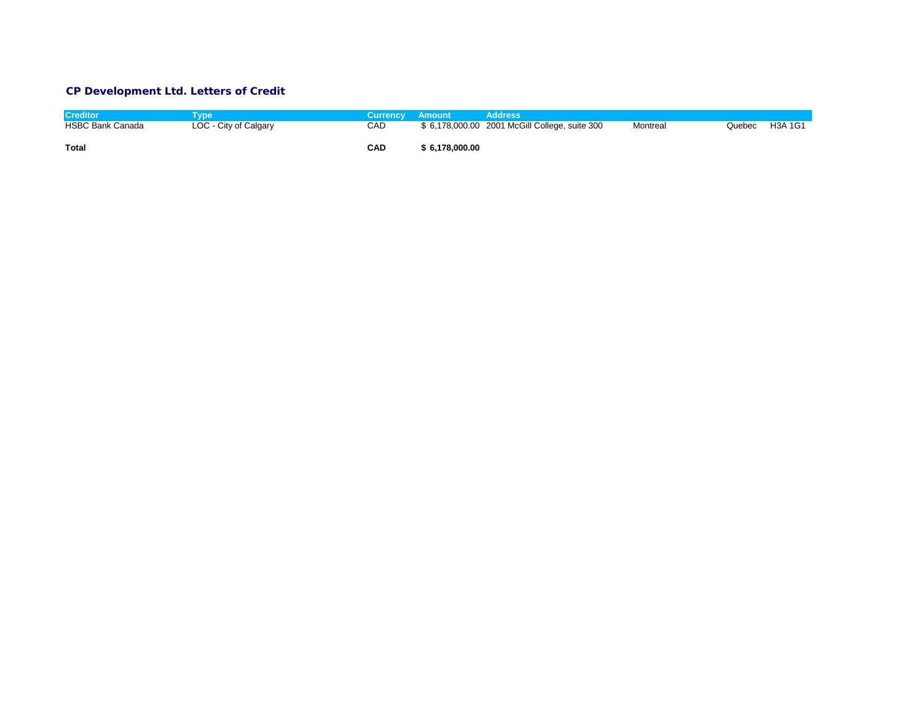## CP Development Ltd. Letters of Credit

| Creditor | Type | Currency | Amount | Address | | | |
|---|---|---|---|---|---|---|---|
| HSBC Bank Canada | LOC - City of Calgary | CAD | $ 6,178,000.00 | 2001 McGill College, suite 300 | Montreal | Quebec | H3A 1G1 |
| | | | | | | | |
| **Total** | | **CAD** | **$ 6,178,000.00** | | | | |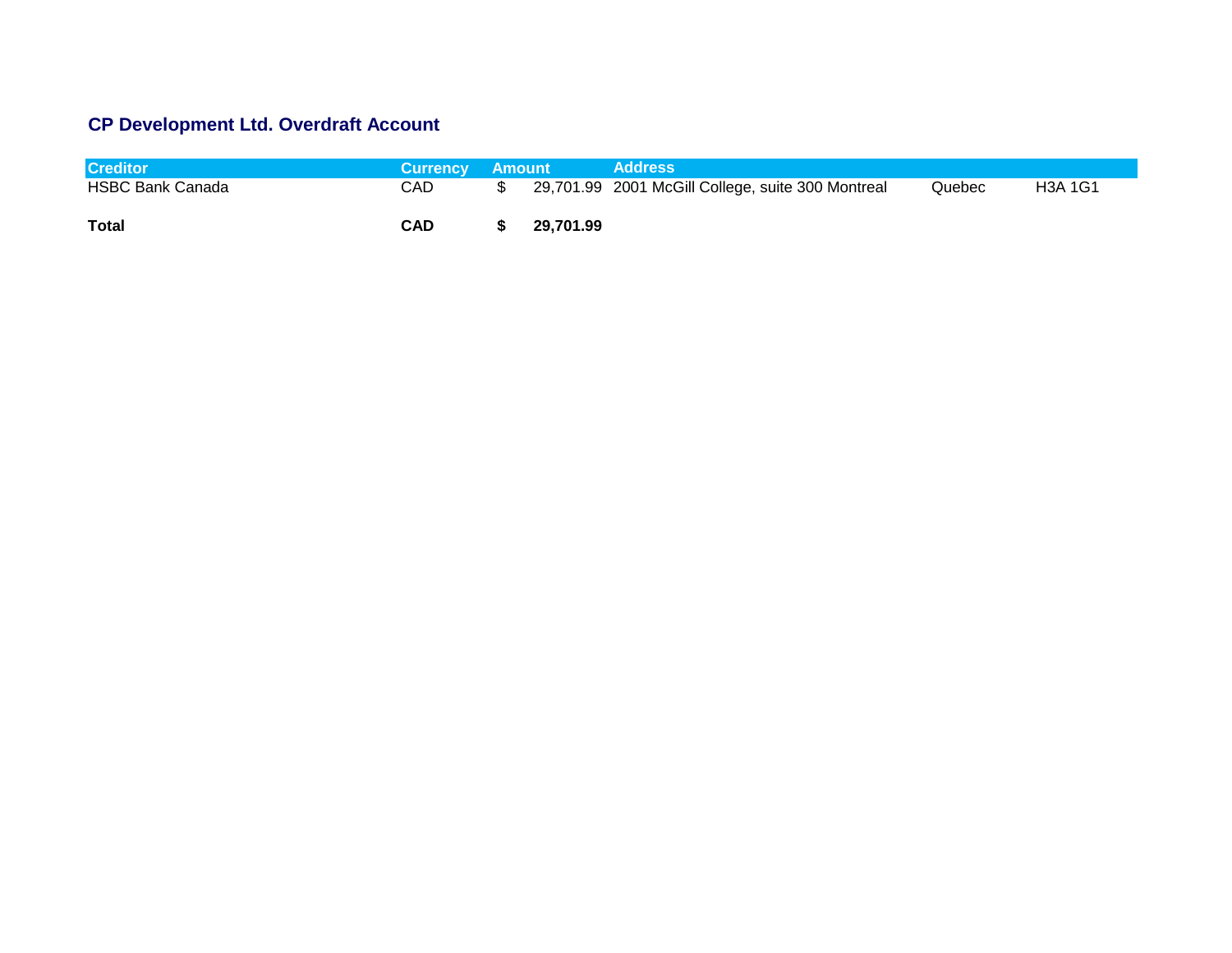## CP Development Ltd. Overdraft Account

| Creditor | Currency | Amount | Address | | |
|---|---|---|---|---|---|
| HSBC Bank Canada | CAD | $ 29,701.99 | 2001 McGill College, suite 300 Montreal | Quebec | H3A 1G1 |
| | | | | | |
| **Total** | **CAD** | **$ 29,701.99** | | | |